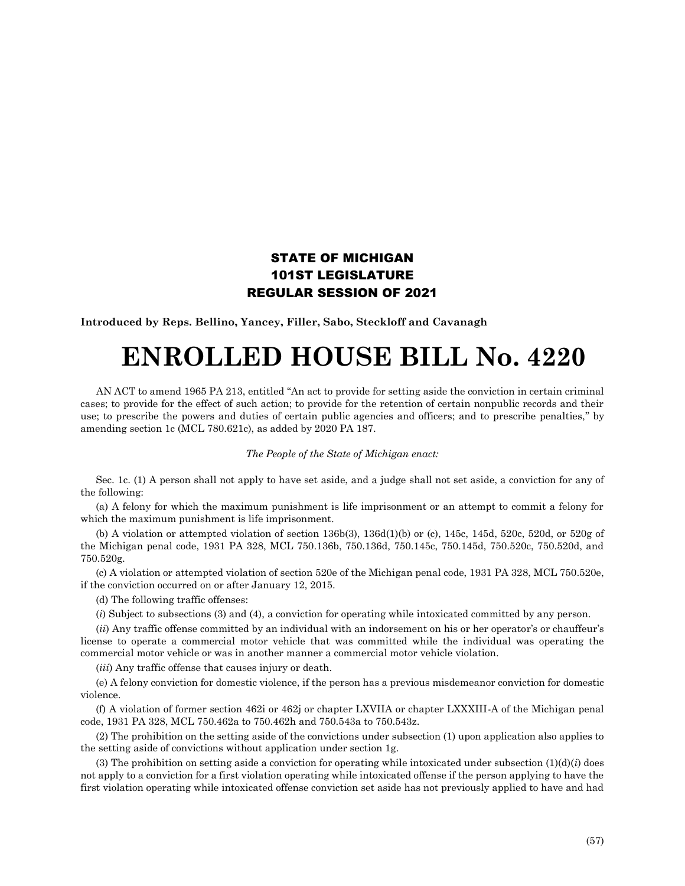# STATE OF MICHIGAN
# 101ST LEGISLATURE
# REGULAR SESSION OF 2021

**Introduced by Reps. Bellino, Yancey, Filler, Sabo, Steckloff and Cavanagh**

# ENROLLED HOUSE BILL No. 4220

AN ACT to amend 1965 PA 213, entitled "An act to provide for setting aside the conviction in certain criminal cases; to provide for the effect of such action; to provide for the retention of certain nonpublic records and their use; to prescribe the powers and duties of certain public agencies and officers; and to prescribe penalties," by amending section 1c (MCL 780.621c), as added by 2020 PA 187.

*The People of the State of Michigan enact:*

Sec. 1c. (1) A person shall not apply to have set aside, and a judge shall not set aside, a conviction for any of the following:

(a) A felony for which the maximum punishment is life imprisonment or an attempt to commit a felony for which the maximum punishment is life imprisonment.

(b) A violation or attempted violation of section 136b(3), 136d(1)(b) or (c), 145c, 145d, 520c, 520d, or 520g of the Michigan penal code, 1931 PA 328, MCL 750.136b, 750.136d, 750.145c, 750.145d, 750.520c, 750.520d, and 750.520g.

(c) A violation or attempted violation of section 520e of the Michigan penal code, 1931 PA 328, MCL 750.520e, if the conviction occurred on or after January 12, 2015.

(d) The following traffic offenses:

(*i*) Subject to subsections (3) and (4), a conviction for operating while intoxicated committed by any person.

(*ii*) Any traffic offense committed by an individual with an indorsement on his or her operator's or chauffeur's license to operate a commercial motor vehicle that was committed while the individual was operating the commercial motor vehicle or was in another manner a commercial motor vehicle violation.

(*iii*) Any traffic offense that causes injury or death.

(e) A felony conviction for domestic violence, if the person has a previous misdemeanor conviction for domestic violence.

(f) A violation of former section 462i or 462j or chapter LXVIIA or chapter LXXXIII-A of the Michigan penal code, 1931 PA 328, MCL 750.462a to 750.462h and 750.543a to 750.543z.

(2) The prohibition on the setting aside of the convictions under subsection (1) upon application also applies to the setting aside of convictions without application under section 1g.

(3) The prohibition on setting aside a conviction for operating while intoxicated under subsection (1)(d)(*i*) does not apply to a conviction for a first violation operating while intoxicated offense if the person applying to have the first violation operating while intoxicated offense conviction set aside has not previously applied to have and had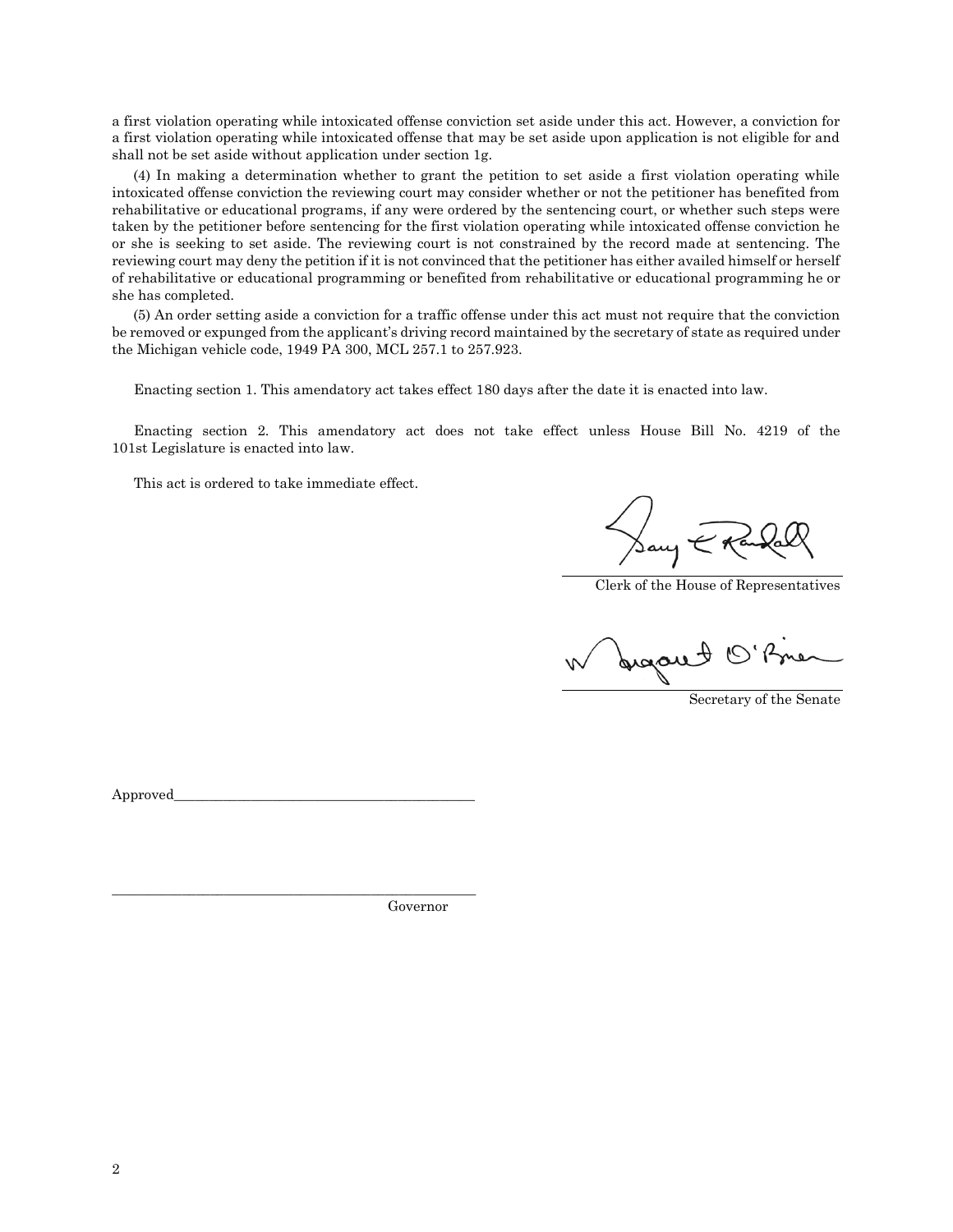a first violation operating while intoxicated offense conviction set aside under this act. However, a conviction for a first violation operating while intoxicated offense that may be set aside upon application is not eligible for and shall not be set aside without application under section 1g.

(4) In making a determination whether to grant the petition to set aside a first violation operating while intoxicated offense conviction the reviewing court may consider whether or not the petitioner has benefited from rehabilitative or educational programs, if any were ordered by the sentencing court, or whether such steps were taken by the petitioner before sentencing for the first violation operating while intoxicated offense conviction he or she is seeking to set aside. The reviewing court is not constrained by the record made at sentencing. The reviewing court may deny the petition if it is not convinced that the petitioner has either availed himself or herself of rehabilitative or educational programming or benefited from rehabilitative or educational programming he or she has completed.

(5) An order setting aside a conviction for a traffic offense under this act must not require that the conviction be removed or expunged from the applicant's driving record maintained by the secretary of state as required under the Michigan vehicle code, 1949 PA 300, MCL 257.1 to 257.923.

Enacting section 1. This amendatory act takes effect 180 days after the date it is enacted into law.

Enacting section 2. This amendatory act does not take effect unless House Bill No. 4219 of the 101st Legislature is enacted into law.

This act is ordered to take immediate effect.

Clerk of the House of Representatives

Secretary of the Senate

Approved\_\_\_\_\_\_\_\_\_\_\_\_\_\_\_\_\_\_\_\_\_\_\_\_\_\_\_\_\_\_\_\_\_\_\_\_\_\_\_\_\_\_\_\_

\_\_\_\_\_\_\_\_\_\_\_\_\_\_\_\_\_\_\_\_\_\_\_\_\_\_\_\_\_\_\_\_\_\_\_\_\_\_\_\_\_\_\_\_\_\_\_\_\_\_\_\_

Governor